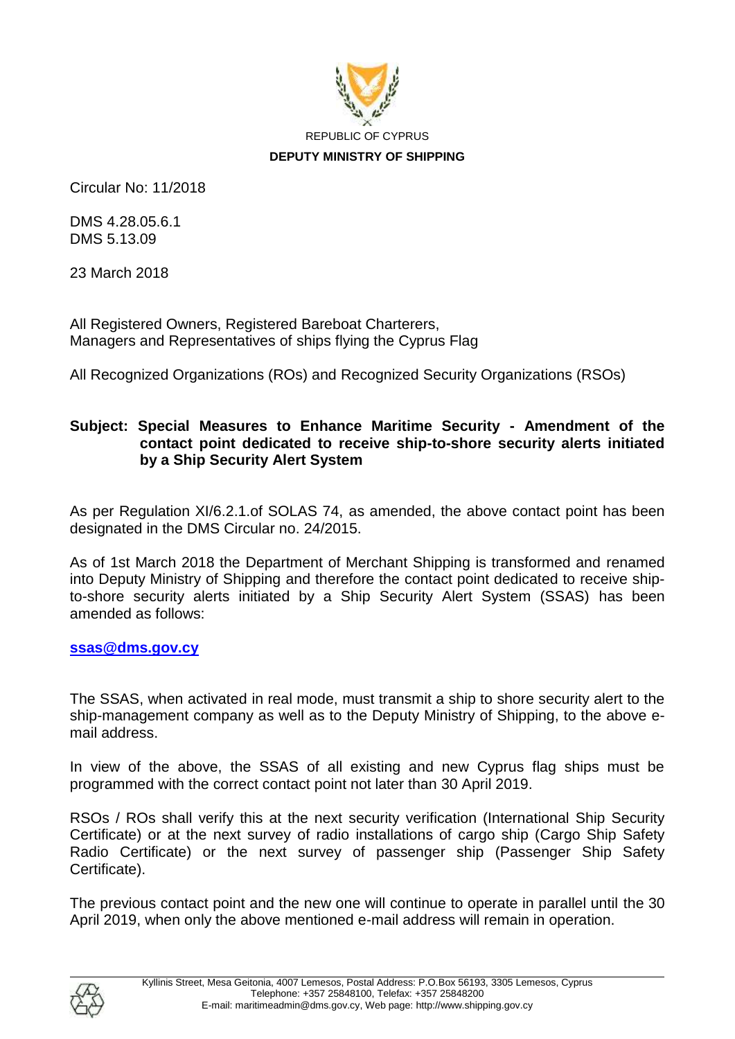REPUBLIC OF CYPRUS

**DEPUTY MINISTRY OF SHIPPING**

Circular No: 11/2018

DMS 4.28.05.6.1
DMS 5.13.09

23 March 2018

All Registered Owners, Registered Bareboat Charterers,
Managers and Representatives of ships flying the Cyprus Flag

All Recognized Organizations (ROs) and Recognized Security Organizations (RSOs)

**Subject: Special Measures to Enhance Maritime Security - Amendment of the contact point dedicated to receive ship-to-shore security alerts initiated by a Ship Security Alert System**

As per Regulation XI/6.2.1.of SOLAS 74, as amended, the above contact point has been designated in the DMS Circular no. 24/2015.

As of 1st March 2018 the Department of Merchant Shipping is transformed and renamed into Deputy Ministry of Shipping and therefore the contact point dedicated to receive ship-to-shore security alerts initiated by a Ship Security Alert System (SSAS) has been amended as follows:

**ssas@dms.gov.cy**

The SSAS, when activated in real mode, must transmit a ship to shore security alert to the ship-management company as well as to the Deputy Ministry of Shipping, to the above e-mail address.

In view of the above, the SSAS of all existing and new Cyprus flag ships must be programmed with the correct contact point not later than 30 April 2019.

RSOs / ROs shall verify this at the next security verification (International Ship Security Certificate) or at the next survey of radio installations of cargo ship (Cargo Ship Safety Radio Certificate) or the next survey of passenger ship (Passenger Ship Safety Certificate).

The previous contact point and the new one will continue to operate in parallel until the 30 April 2019, when only the above mentioned e-mail address will remain in operation.

Kyllinis Street, Mesa Geitonia, 4007 Lemesos, Postal Address: P.O.Box 56193, 3305 Lemesos, Cyprus
Telephone: +357 25848100, Telefax: +357 25848200
E-mail: maritimeadmin@dms.gov.cy, Web page: http://www.shipping.gov.cy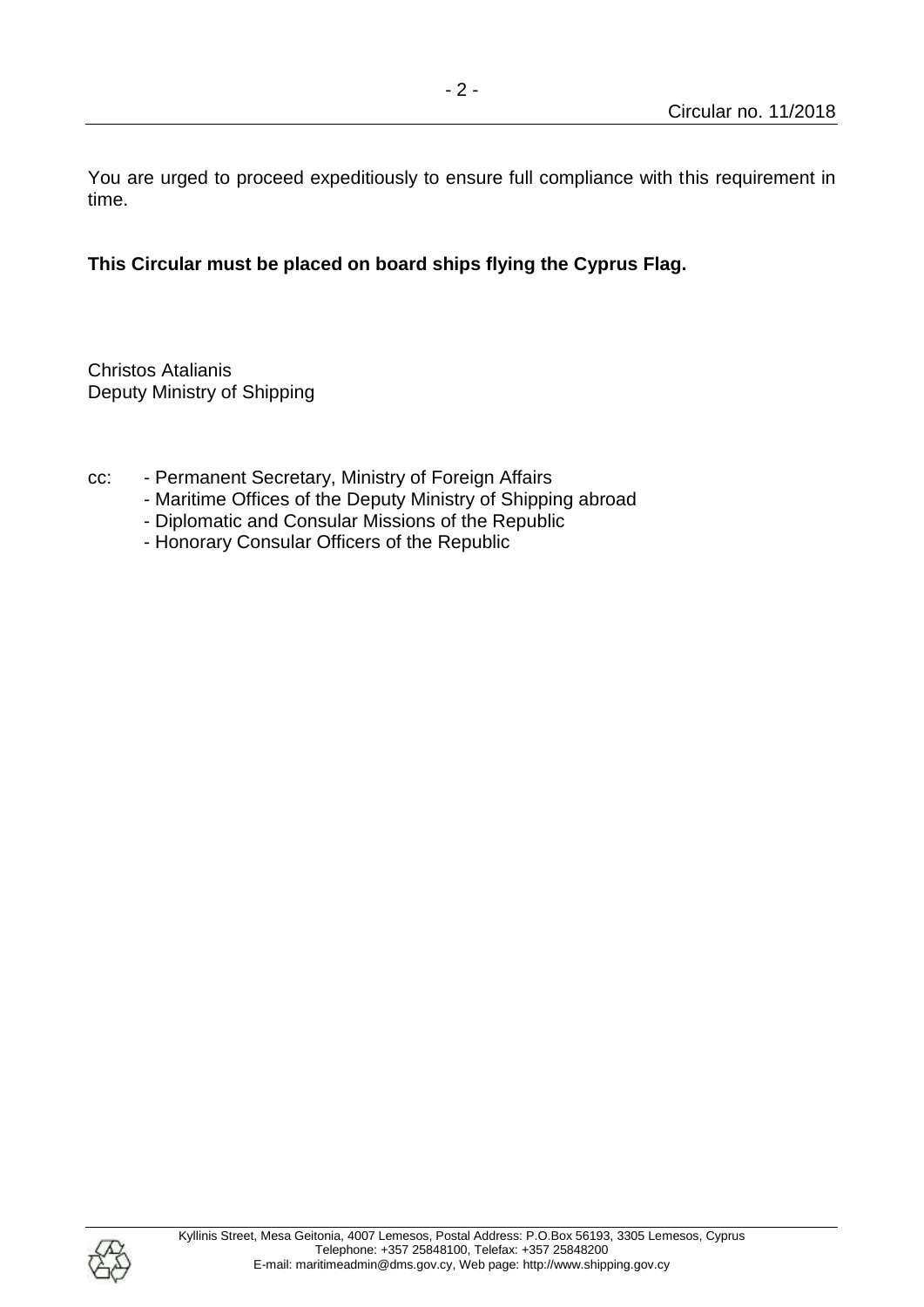You are urged to proceed expeditiously to ensure full compliance with this requirement in time.

**This Circular must be placed on board ships flying the Cyprus Flag.**

Christos Atalianis
Deputy Ministry of Shipping

cc:
- Permanent Secretary, Ministry of Foreign Affairs
- Maritime Offices of the Deputy Ministry of Shipping abroad
- Diplomatic and Consular Missions of the Republic
- Honorary Consular Officers of the Republic